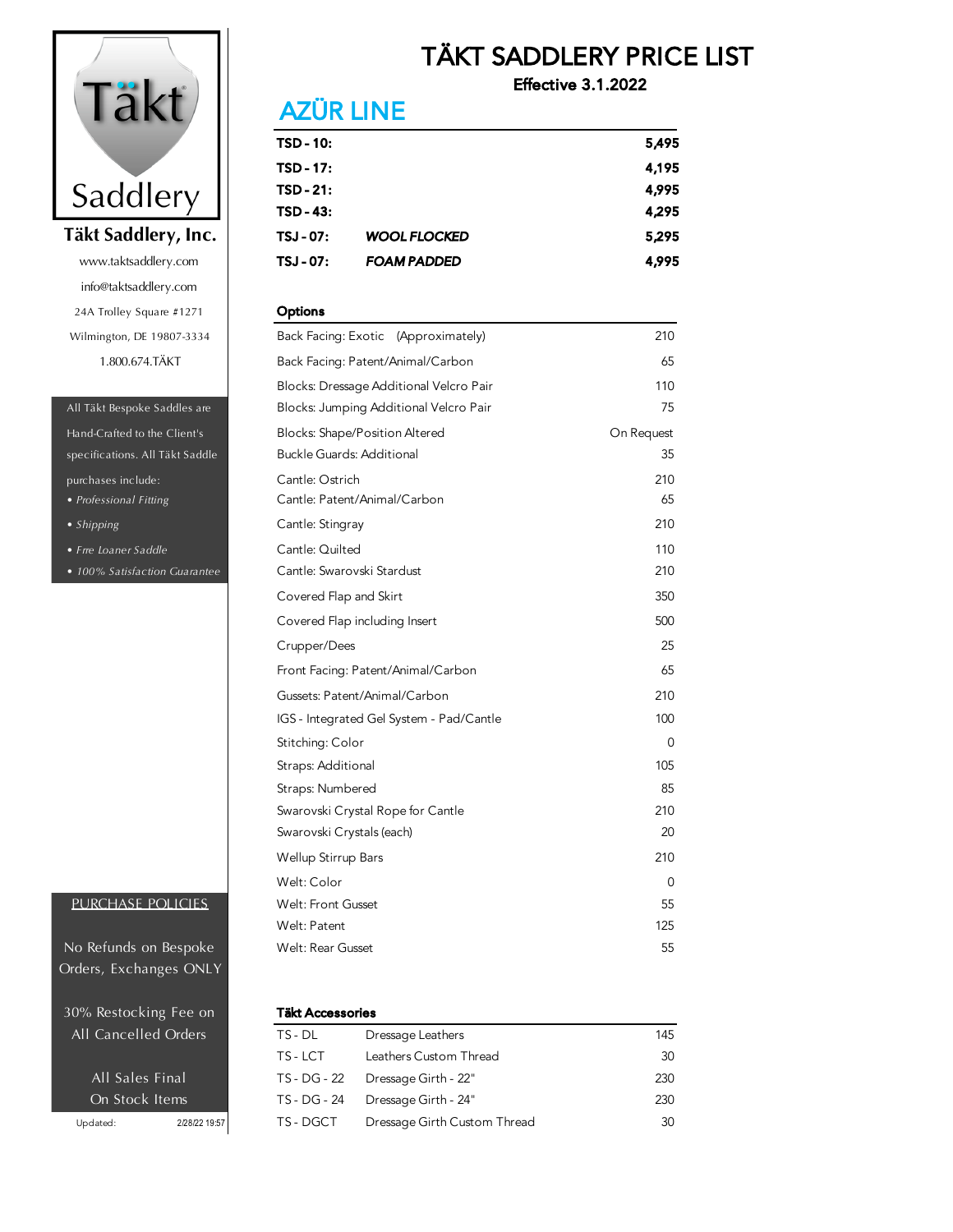Täkt Saddlery

**Täkt Saddlery, Inc.**

www.taktsaddlery.com

info@taktsaddlery.com

24A Trolley Square #1271

Wilmington, DE 19807-3334

1.800.674.TÄKT

All Täkt Bespoke Saddles are Hand-Crafted to the Client's specifications. All Täkt Saddle purchases include:

- *Professional Fitting*
- *Shipping*
- *Free Loaner Saddle*
- *100% Satisfaction Guarantee*

PURCHASE POLICIES

No Refunds on Bespoke Orders, Exchanges ONLY

30% Restocking Fee on All Cancelled Orders

All Sales Final On Stock Items

Updated: 2/28/22 19:57

# TÄKT SADDLERY PRICE LIST

**Effective 3.1.2022**

## AZÜR LINE

| | | |
|---|---|---|
| **TSD - 10:** | | **5,495** |
| **TSD - 17:** | | **4,195** |
| **TSD - 21:** | | **4,995** |
| **TSD - 43:** | | **4,295** |
| **TSJ - 07:** | ***WOOL FLOCKED*** | **5,295** |
| **TSJ - 07:** | ***FOAM PADDED*** | **4,995** |

| **Options** | |
|---|---|
| Back Facing: Exotic (Approximately) | 210 |
| Back Facing: Patent/Animal/Carbon | 65 |
| Blocks: Dressage Additional Velcro Pair | 110 |
| Blocks: Jumping Additional Velcro Pair | 75 |
| Blocks: Shape/Position Altered | On Request |
| Buckle Guards: Additional | 35 |
| Cantle: Ostrich | 210 |
| Cantle: Patent/Animal/Carbon | 65 |
| Cantle: Stingray | 210 |
| Cantle: Quilted | 110 |
| Cantle: Swarovski Stardust | 210 |
| Covered Flap and Skirt | 350 |
| Covered Flap including Insert | 500 |
| Crupper/Dees | 25 |
| Front Facing: Patent/Animal/Carbon | 65 |
| Gussets: Patent/Animal/Carbon | 210 |
| IGS - Integrated Gel System - Pad/Cantle | 100 |
| Stitching: Color | 0 |
| Straps: Additional | 105 |
| Straps: Numbered | 85 |
| Swarovski Crystal Rope for Cantle | 210 |
| Swarovski Crystals (each) | 20 |
| Wellup Stirrup Bars | 210 |
| Welt: Color | 0 |
| Welt: Front Gusset | 55 |
| Welt: Patent | 125 |
| Welt: Rear Gusset | 55 |

| **Täkt Accessories** | | |
|---|---|---|
| TS - DL | Dressage Leathers | 145 |
| TS - LCT | Leathers Custom Thread | 30 |
| TS - DG - 22 | Dressage Girth - 22" | 230 |
| TS - DG - 24 | Dressage Girth - 24" | 230 |
| TS - DGCT | Dressage Girth Custom Thread | 30 |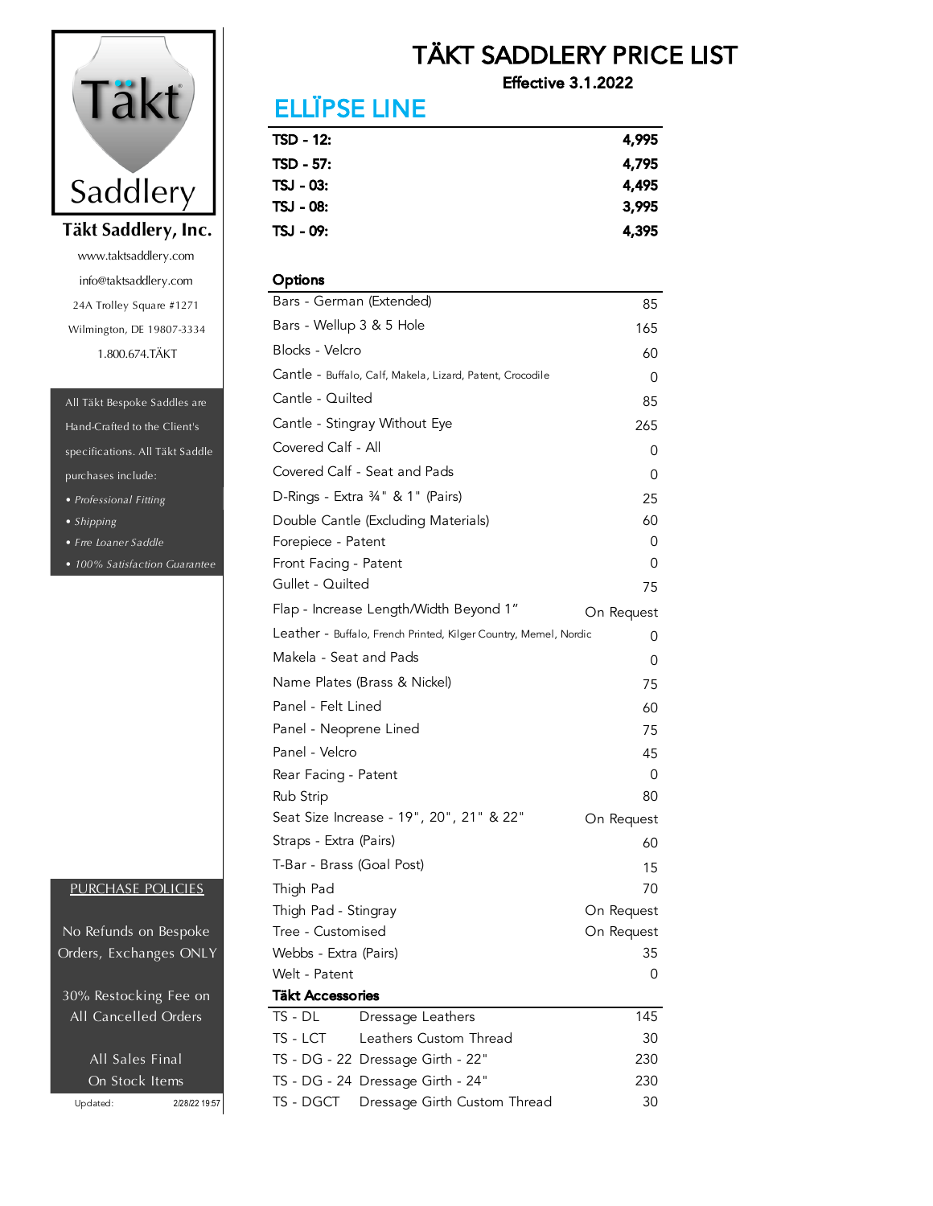# TÄKT SADDLERY PRICE LIST

**Effective 3.1.2022**

## ELLÏPSE LINE

| | |
|---|---|
| **TSD - 12:** | **4,995** |
| **TSD - 57:** | **4,795** |
| **TSJ - 03:** | **4,495** |
| **TSJ - 08:** | **3,995** |
| **TSJ - 09:** | **4,395** |

| **Options** | |
|---|---|
| Bars - German (Extended) | 85 |
| Bars - Wellup 3 & 5 Hole | 165 |
| Blocks - Velcro | 60 |
| Cantle - Buffalo, Calf, Makela, Lizard, Patent, Crocodile | 0 |
| Cantle - Quilted | 85 |
| Cantle - Stingray Without Eye | 265 |
| Covered Calf - All | 0 |
| Covered Calf - Seat and Pads | 0 |
| D-Rings - Extra ¾" & 1" (Pairs) | 25 |
| Double Cantle (Excluding Materials) | 60 |
| Forepiece - Patent | 0 |
| Front Facing - Patent | 0 |
| Gullet - Quilted | 75 |
| Flap - Increase Length/Width Beyond 1" | On Request |
| Leather - Buffalo, French Printed, Kilger Country, Memel, Nordic | 0 |
| Makela - Seat and Pads | 0 |
| Name Plates (Brass & Nickel) | 75 |
| Panel - Felt Lined | 60 |
| Panel - Neoprene Lined | 75 |
| Panel - Velcro | 45 |
| Rear Facing - Patent | 0 |
| Rub Strip | 80 |
| Seat Size Increase - 19", 20", 21" & 22" | On Request |
| Straps - Extra (Pairs) | 60 |
| T-Bar - Brass (Goal Post) | 15 |
| Thigh Pad | 70 |
| Thigh Pad - Stingray | On Request |
| Tree - Customised | On Request |
| Webbs - Extra (Pairs) | 35 |
| Welt - Patent | 0 |

| **Täkt Accessories** | | |
|---|---|---|
| TS - DL | Dressage Leathers | 145 |
| TS - LCT | Leathers Custom Thread | 30 |
| TS - DG - 22 | Dressage Girth - 22" | 230 |
| TS - DG - 24 | Dressage Girth - 24" | 230 |
| TS - DGCT | Dressage Girth Custom Thread | 30 |

Täkt Saddlery

**Täkt Saddlery, Inc.**

www.taktsaddlery.com

info@taktsaddlery.com

24A Trolley Square #1271

Wilmington, DE 19807-3334

1.800.674.TÄKT

All Täkt Bespoke Saddles are Hand-Crafted to the Client's specifications. All Täkt Saddle purchases include:

- *Professional Fitting*
- *Shipping*
- *Frre Loaner Saddle*
- *100% Satisfaction Guarantee*

PURCHASE POLICIES

No Refunds on Bespoke Orders, Exchanges ONLY

30% Restocking Fee on All Cancelled Orders

All Sales Final On Stock Items

Updated: 2/28/22 19:57